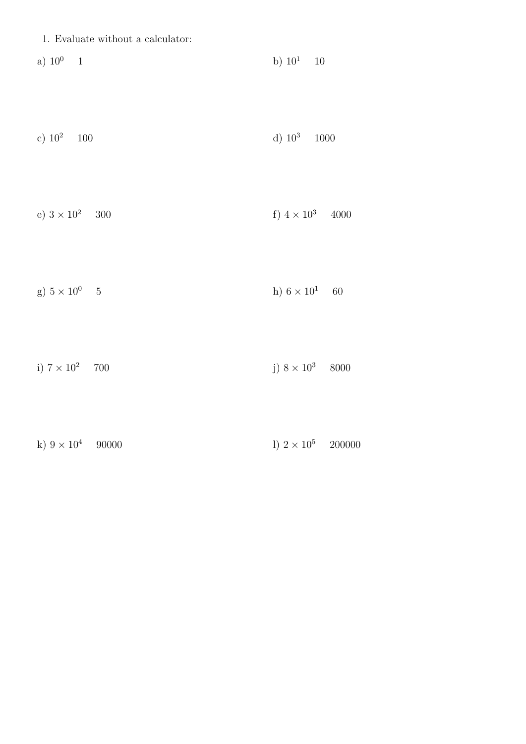1. Evaluate without a calculator:

a) $10^0$ 1

b) $10^1$ 10

c) $10^2$ 100

d) $10^3$ 1000

e) $3 \times 10^2$ 300

f) $4 \times 10^3$ 4000

g) $5 \times 10^0$ 5

h) $6 \times 10^1$ 60

i) $7 \times 10^2$ 700

j) $8 \times 10^3$ 8000

k) $9 \times 10^4$ 90000

l) $2 \times 10^5$ 200000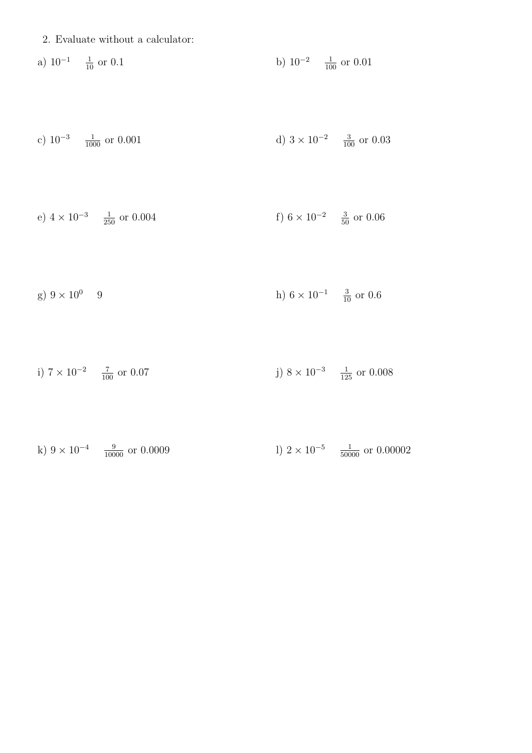2. Evaluate without a calculator:

a) $10^{-1}$ $\frac{1}{10}$ or 0.1

b) $10^{-2}$ $\frac{1}{100}$ or 0.01

c) $10^{-3}$ $\frac{1}{1000}$ or 0.001

d) $3 \times 10^{-2}$ $\frac{3}{100}$ or 0.03

e) $4 \times 10^{-3}$ $\frac{1}{250}$ or 0.004

f) $6 \times 10^{-2}$ $\frac{3}{50}$ or 0.06

g) $9 \times 10^{0}$ 9

h) $6 \times 10^{-1}$ $\frac{3}{10}$ or 0.6

i) $7 \times 10^{-2}$ $\frac{7}{100}$ or 0.07

j) $8 \times 10^{-3}$ $\frac{1}{125}$ or 0.008

k) $9 \times 10^{-4}$ $\frac{9}{10000}$ or 0.0009

l) $2 \times 10^{-5}$ $\frac{1}{50000}$ or 0.00002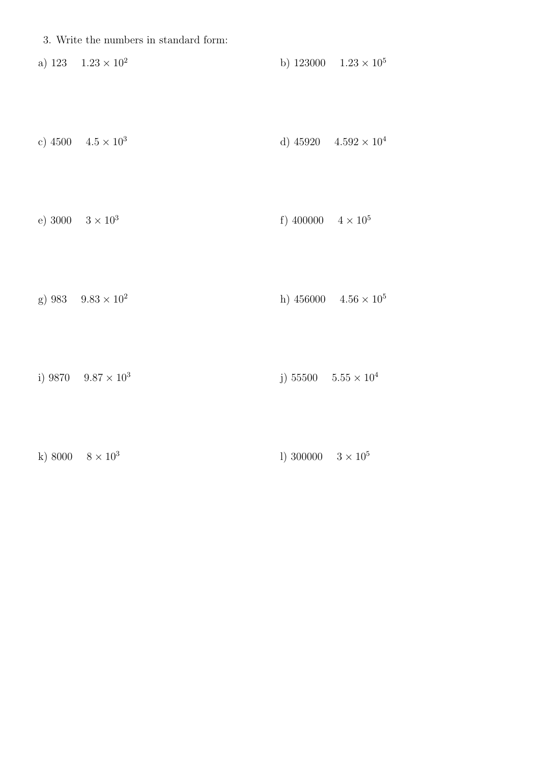3. Write the numbers in standard form:

a) 123 $1.23 \times 10^2$

b) 123000 $1.23 \times 10^5$

c) 4500 $4.5 \times 10^3$

d) 45920 $4.592 \times 10^4$

e) 3000 $3 \times 10^3$

f) 400000 $4 \times 10^5$

g) 983 $9.83 \times 10^2$

h) 456000 $4.56 \times 10^5$

i) 9870 $9.87 \times 10^3$

j) 55500 $5.55 \times 10^4$

k) 8000 $8 \times 10^3$

l) 300000 $3 \times 10^5$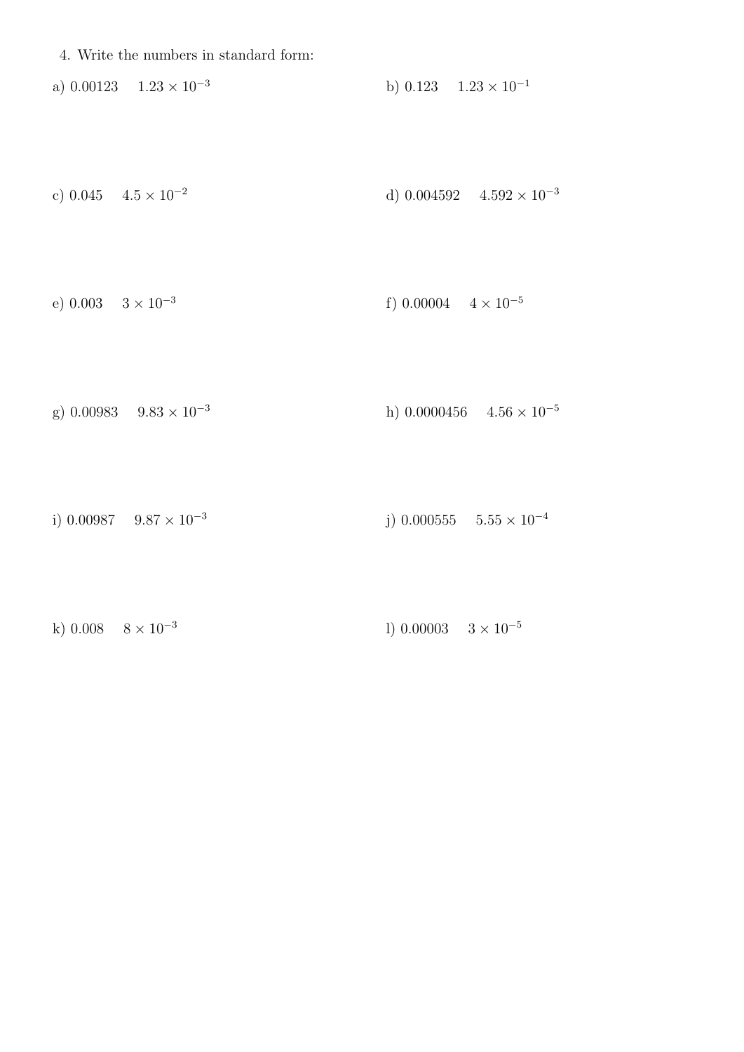4. Write the numbers in standard form:

a) 0.00123 $1.23 \times 10^{-3}$

b) 0.123 $1.23 \times 10^{-1}$

c) 0.045 $4.5 \times 10^{-2}$

d) 0.004592 $4.592 \times 10^{-3}$

e) 0.003 $3 \times 10^{-3}$

f) 0.00004 $4 \times 10^{-5}$

g) 0.00983 $9.83 \times 10^{-3}$

h) 0.0000456 $4.56 \times 10^{-5}$

i) 0.00987 $9.87 \times 10^{-3}$

j) 0.000555 $5.55 \times 10^{-4}$

k) 0.008 $8 \times 10^{-3}$

l) 0.00003 $3 \times 10^{-5}$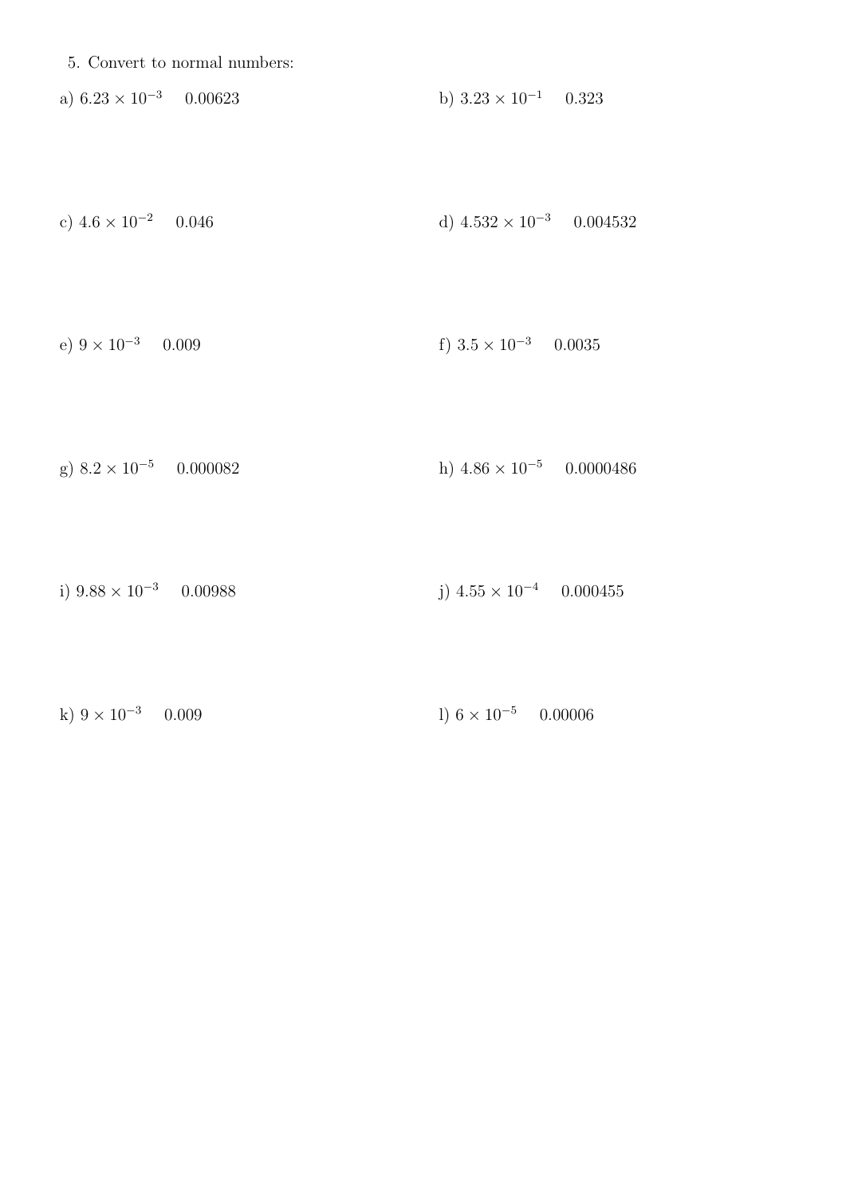5. Convert to normal numbers:

a) $6.23 \times 10^{-3}$ 0.00623

b) $3.23 \times 10^{-1}$ 0.323

c) $4.6 \times 10^{-2}$ 0.046

d) $4.532 \times 10^{-3}$ 0.004532

e) $9 \times 10^{-3}$ 0.009

f) $3.5 \times 10^{-3}$ 0.0035

g) $8.2 \times 10^{-5}$ 0.000082

h) $4.86 \times 10^{-5}$ 0.0000486

i) $9.88 \times 10^{-3}$ 0.00988

j) $4.55 \times 10^{-4}$ 0.000455

k) $9 \times 10^{-3}$ 0.009

l) $6 \times 10^{-5}$ 0.00006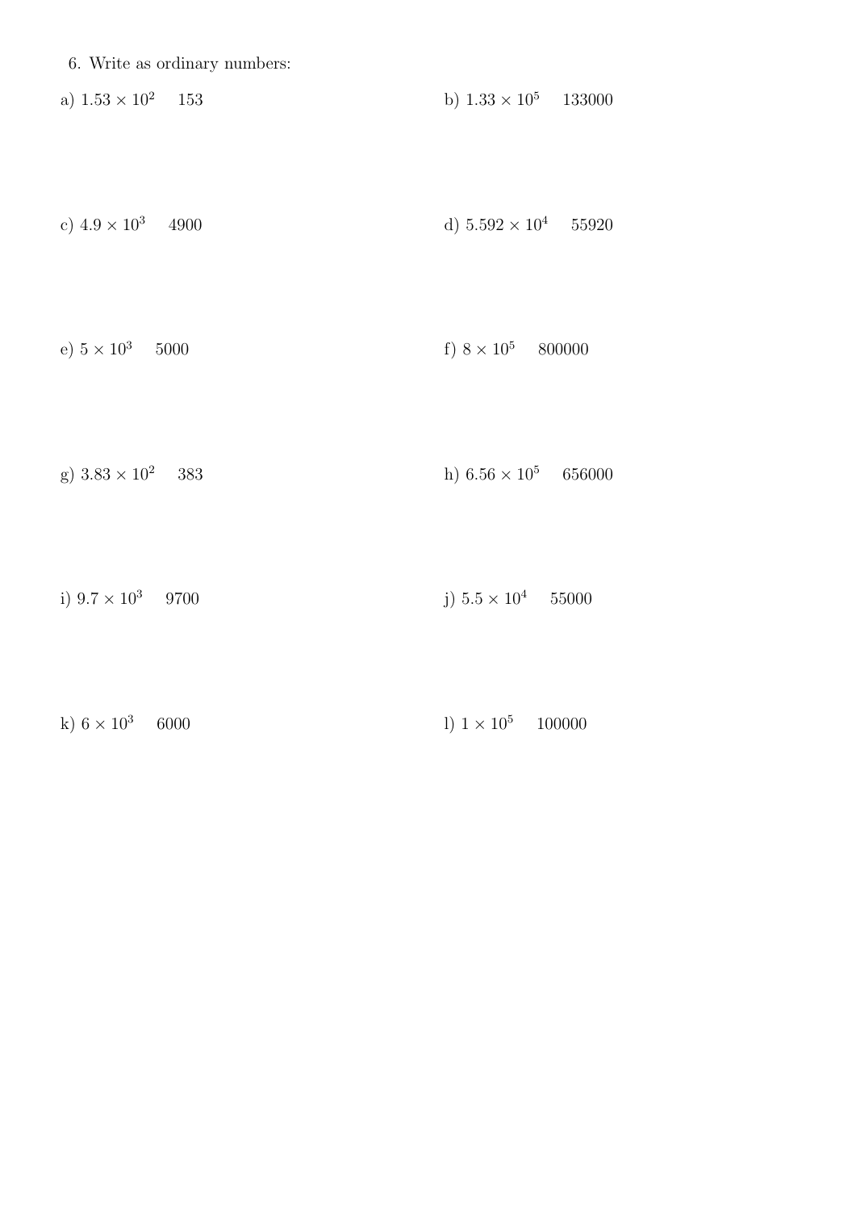6. Write as ordinary numbers:

a) $1.53 \times 10^2$ 153

b) $1.33 \times 10^5$ 133000

c) $4.9 \times 10^3$ 4900

d) $5.592 \times 10^4$ 55920

e) $5 \times 10^3$ 5000

f) $8 \times 10^5$ 800000

g) $3.83 \times 10^2$ 383

h) $6.56 \times 10^5$ 656000

i) $9.7 \times 10^3$ 9700

j) $5.5 \times 10^4$ 55000

k) $6 \times 10^3$ 6000

l) $1 \times 10^5$ 100000